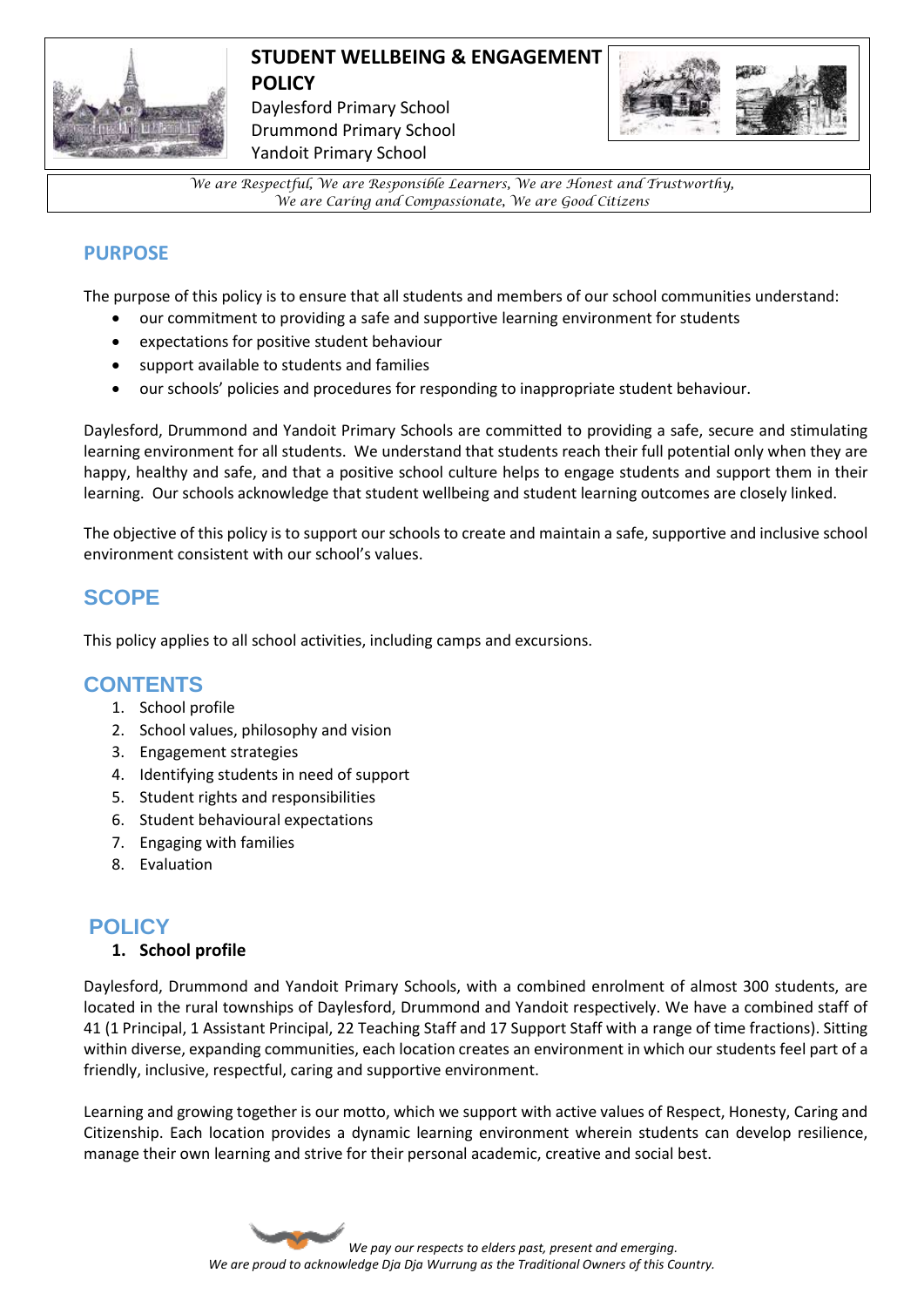# STUDENT WELLBEING & ENGAGEMENT POLICY

Daylesford Primary School
Drummond Primary School
Yandoit Primary School

*We are Respectful, We are Responsible Learners, We are Honest and Trustworthy, We are Caring and Compassionate, We are Good Citizens*

## PURPOSE

The purpose of this policy is to ensure that all students and members of our school communities understand:

- our commitment to providing a safe and supportive learning environment for students
- expectations for positive student behaviour
- support available to students and families
- our schools' policies and procedures for responding to inappropriate student behaviour.

Daylesford, Drummond and Yandoit Primary Schools are committed to providing a safe, secure and stimulating learning environment for all students. We understand that students reach their full potential only when they are happy, healthy and safe, and that a positive school culture helps to engage students and support them in their learning. Our schools acknowledge that student wellbeing and student learning outcomes are closely linked.

The objective of this policy is to support our schools to create and maintain a safe, supportive and inclusive school environment consistent with our school's values.

## SCOPE

This policy applies to all school activities, including camps and excursions.

## CONTENTS

1. School profile
2. School values, philosophy and vision
3. Engagement strategies
4. Identifying students in need of support
5. Student rights and responsibilities
6. Student behavioural expectations
7. Engaging with families
8. Evaluation

## POLICY

### 1. School profile

Daylesford, Drummond and Yandoit Primary Schools, with a combined enrolment of almost 300 students, are located in the rural townships of Daylesford, Drummond and Yandoit respectively. We have a combined staff of 41 (1 Principal, 1 Assistant Principal, 22 Teaching Staff and 17 Support Staff with a range of time fractions). Sitting within diverse, expanding communities, each location creates an environment in which our students feel part of a friendly, inclusive, respectful, caring and supportive environment.

Learning and growing together is our motto, which we support with active values of Respect, Honesty, Caring and Citizenship. Each location provides a dynamic learning environment wherein students can develop resilience, manage their own learning and strive for their personal academic, creative and social best.

*We pay our respects to elders past, present and emerging.*
*We are proud to acknowledge Dja Dja Wurrung as the Traditional Owners of this Country.*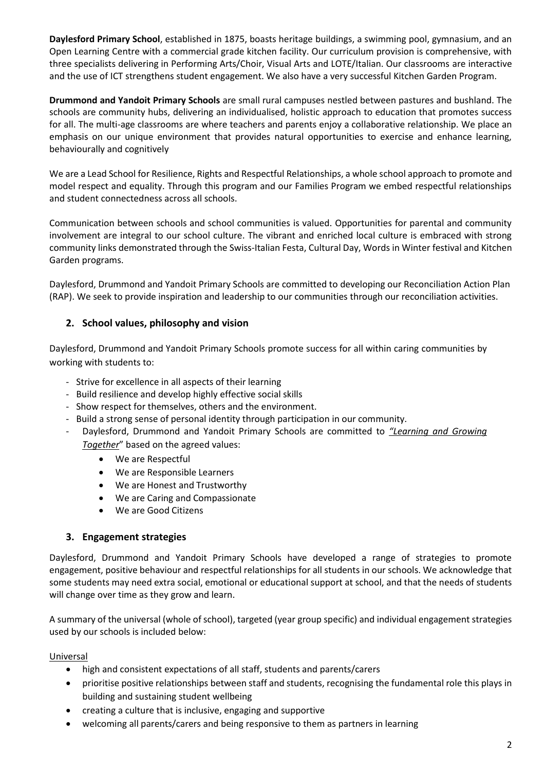**Daylesford Primary School**, established in 1875, boasts heritage buildings, a swimming pool, gymnasium, and an Open Learning Centre with a commercial grade kitchen facility. Our curriculum provision is comprehensive, with three specialists delivering in Performing Arts/Choir, Visual Arts and LOTE/Italian. Our classrooms are interactive and the use of ICT strengthens student engagement. We also have a very successful Kitchen Garden Program.

**Drummond and Yandoit Primary Schools** are small rural campuses nestled between pastures and bushland. The schools are community hubs, delivering an individualised, holistic approach to education that promotes success for all. The multi-age classrooms are where teachers and parents enjoy a collaborative relationship. We place an emphasis on our unique environment that provides natural opportunities to exercise and enhance learning, behaviourally and cognitively

We are a Lead School for Resilience, Rights and Respectful Relationships, a whole school approach to promote and model respect and equality. Through this program and our Families Program we embed respectful relationships and student connectedness across all schools.

Communication between schools and school communities is valued. Opportunities for parental and community involvement are integral to our school culture. The vibrant and enriched local culture is embraced with strong community links demonstrated through the Swiss-Italian Festa, Cultural Day, Words in Winter festival and Kitchen Garden programs.

Daylesford, Drummond and Yandoit Primary Schools are committed to developing our Reconciliation Action Plan (RAP). We seek to provide inspiration and leadership to our communities through our reconciliation activities.

## 2. School values, philosophy and vision

Daylesford, Drummond and Yandoit Primary Schools promote success for all within caring communities by working with students to:

- Strive for excellence in all aspects of their learning
- Build resilience and develop highly effective social skills
- Show respect for themselves, others and the environment.
- Build a strong sense of personal identity through participation in our community.
- Daylesford, Drummond and Yandoit Primary Schools are committed to *"Learning and Growing Together*" based on the agreed values:
  - We are Respectful
  - We are Responsible Learners
  - We are Honest and Trustworthy
  - We are Caring and Compassionate
  - We are Good Citizens

## 3. Engagement strategies

Daylesford, Drummond and Yandoit Primary Schools have developed a range of strategies to promote engagement, positive behaviour and respectful relationships for all students in our schools. We acknowledge that some students may need extra social, emotional or educational support at school, and that the needs of students will change over time as they grow and learn.

A summary of the universal (whole of school), targeted (year group specific) and individual engagement strategies used by our schools is included below:

Universal

- high and consistent expectations of all staff, students and parents/carers
- prioritise positive relationships between staff and students, recognising the fundamental role this plays in building and sustaining student wellbeing
- creating a culture that is inclusive, engaging and supportive
- welcoming all parents/carers and being responsive to them as partners in learning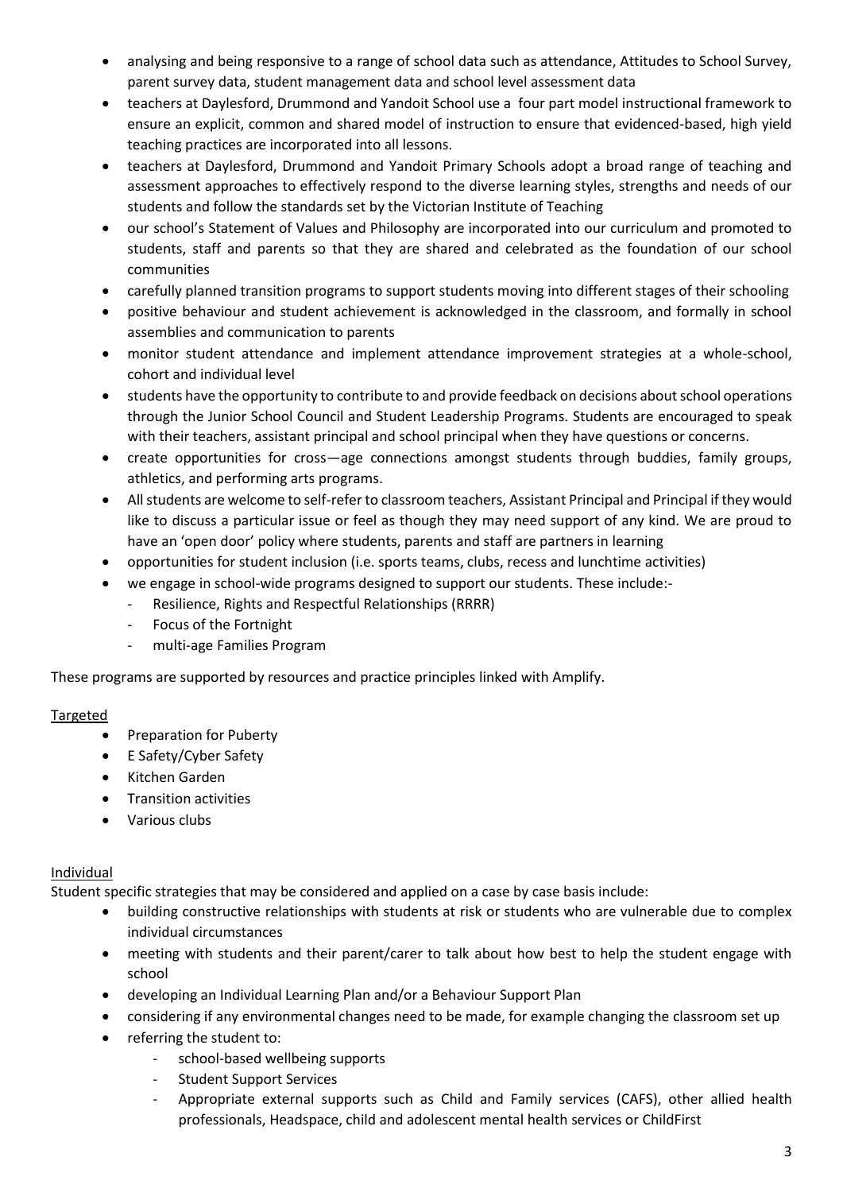- analysing and being responsive to a range of school data such as attendance, Attitudes to School Survey, parent survey data, student management data and school level assessment data
- teachers at Daylesford, Drummond and Yandoit School use a four part model instructional framework to ensure an explicit, common and shared model of instruction to ensure that evidenced-based, high yield teaching practices are incorporated into all lessons.
- teachers at Daylesford, Drummond and Yandoit Primary Schools adopt a broad range of teaching and assessment approaches to effectively respond to the diverse learning styles, strengths and needs of our students and follow the standards set by the Victorian Institute of Teaching
- our school's Statement of Values and Philosophy are incorporated into our curriculum and promoted to students, staff and parents so that they are shared and celebrated as the foundation of our school communities
- carefully planned transition programs to support students moving into different stages of their schooling
- positive behaviour and student achievement is acknowledged in the classroom, and formally in school assemblies and communication to parents
- monitor student attendance and implement attendance improvement strategies at a whole-school, cohort and individual level
- students have the opportunity to contribute to and provide feedback on decisions about school operations through the Junior School Council and Student Leadership Programs. Students are encouraged to speak with their teachers, assistant principal and school principal when they have questions or concerns.
- create opportunities for cross—age connections amongst students through buddies, family groups, athletics, and performing arts programs.
- All students are welcome to self-refer to classroom teachers, Assistant Principal and Principal if they would like to discuss a particular issue or feel as though they may need support of any kind. We are proud to have an 'open door' policy where students, parents and staff are partners in learning
- opportunities for student inclusion (i.e. sports teams, clubs, recess and lunchtime activities)
- we engage in school-wide programs designed to support our students. These include:-
  - Resilience, Rights and Respectful Relationships (RRRR)
  - Focus of the Fortnight
  - multi-age Families Program

These programs are supported by resources and practice principles linked with Amplify.

Targeted

- Preparation for Puberty
- E Safety/Cyber Safety
- Kitchen Garden
- Transition activities
- Various clubs

Individual

Student specific strategies that may be considered and applied on a case by case basis include:

- building constructive relationships with students at risk or students who are vulnerable due to complex individual circumstances
- meeting with students and their parent/carer to talk about how best to help the student engage with school
- developing an Individual Learning Plan and/or a Behaviour Support Plan
- considering if any environmental changes need to be made, for example changing the classroom set up
- referring the student to:
  - school-based wellbeing supports
  - Student Support Services
  - Appropriate external supports such as Child and Family services (CAFS), other allied health professionals, Headspace, child and adolescent mental health services or ChildFirst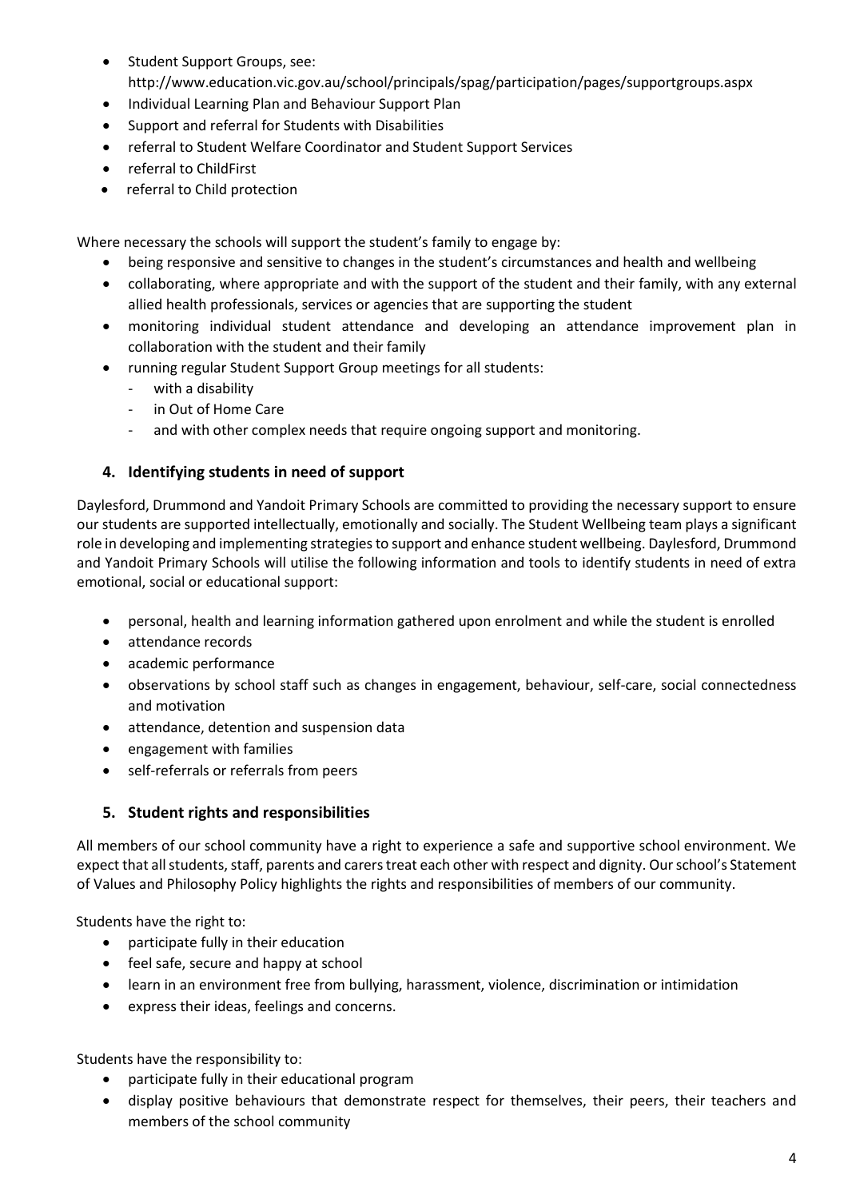- Student Support Groups, see: http://www.education.vic.gov.au/school/principals/spag/participation/pages/supportgroups.aspx
- Individual Learning Plan and Behaviour Support Plan
- Support and referral for Students with Disabilities
- referral to Student Welfare Coordinator and Student Support Services
- referral to ChildFirst
- referral to Child protection

Where necessary the schools will support the student's family to engage by:

- being responsive and sensitive to changes in the student's circumstances and health and wellbeing
- collaborating, where appropriate and with the support of the student and their family, with any external allied health professionals, services or agencies that are supporting the student
- monitoring individual student attendance and developing an attendance improvement plan in collaboration with the student and their family
- running regular Student Support Group meetings for all students:
  - with a disability
  - in Out of Home Care
  - and with other complex needs that require ongoing support and monitoring.

## 4. Identifying students in need of support

Daylesford, Drummond and Yandoit Primary Schools are committed to providing the necessary support to ensure our students are supported intellectually, emotionally and socially. The Student Wellbeing team plays a significant role in developing and implementing strategies to support and enhance student wellbeing. Daylesford, Drummond and Yandoit Primary Schools will utilise the following information and tools to identify students in need of extra emotional, social or educational support:

- personal, health and learning information gathered upon enrolment and while the student is enrolled
- attendance records
- academic performance
- observations by school staff such as changes in engagement, behaviour, self-care, social connectedness and motivation
- attendance, detention and suspension data
- engagement with families
- self-referrals or referrals from peers

## 5. Student rights and responsibilities

All members of our school community have a right to experience a safe and supportive school environment. We expect that all students, staff, parents and carers treat each other with respect and dignity. Our school's Statement of Values and Philosophy Policy highlights the rights and responsibilities of members of our community.

Students have the right to:

- participate fully in their education
- feel safe, secure and happy at school
- learn in an environment free from bullying, harassment, violence, discrimination or intimidation
- express their ideas, feelings and concerns.

Students have the responsibility to:

- participate fully in their educational program
- display positive behaviours that demonstrate respect for themselves, their peers, their teachers and members of the school community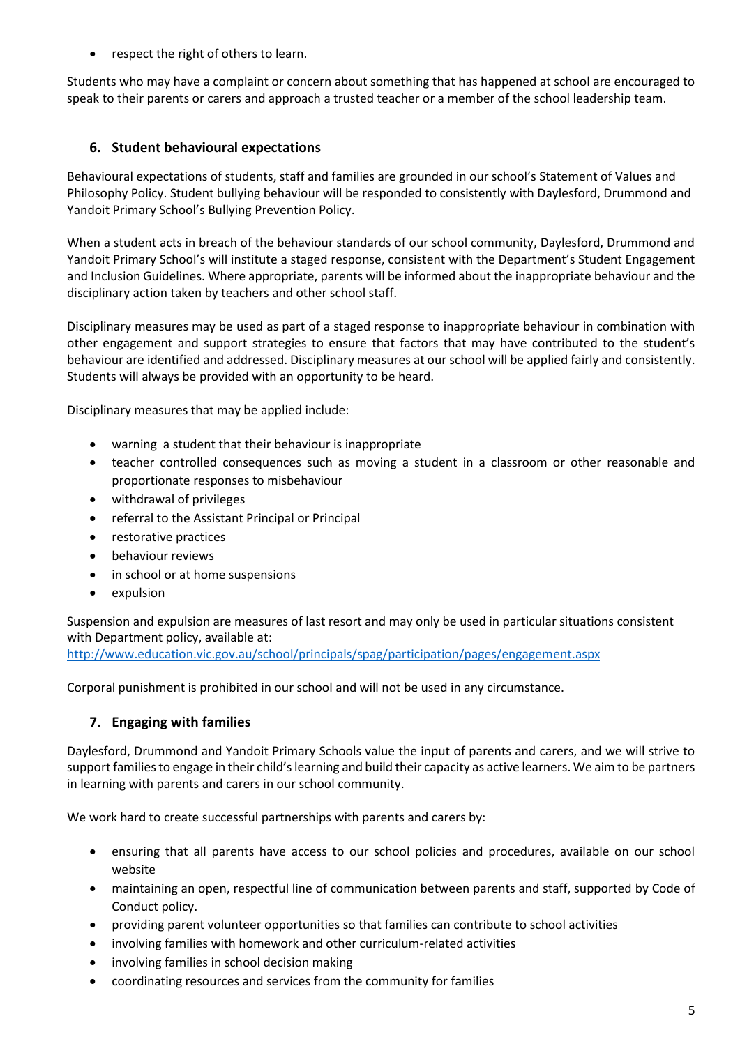- respect the right of others to learn.

Students who may have a complaint or concern about something that has happened at school are encouraged to speak to their parents or carers and approach a trusted teacher or a member of the school leadership team.

## 6. Student behavioural expectations

Behavioural expectations of students, staff and families are grounded in our school's Statement of Values and Philosophy Policy. Student bullying behaviour will be responded to consistently with Daylesford, Drummond and Yandoit Primary School's Bullying Prevention Policy.

When a student acts in breach of the behaviour standards of our school community, Daylesford, Drummond and Yandoit Primary School's will institute a staged response, consistent with the Department's Student Engagement and Inclusion Guidelines. Where appropriate, parents will be informed about the inappropriate behaviour and the disciplinary action taken by teachers and other school staff.

Disciplinary measures may be used as part of a staged response to inappropriate behaviour in combination with other engagement and support strategies to ensure that factors that may have contributed to the student's behaviour are identified and addressed. Disciplinary measures at our school will be applied fairly and consistently. Students will always be provided with an opportunity to be heard.

Disciplinary measures that may be applied include:

- warning a student that their behaviour is inappropriate
- teacher controlled consequences such as moving a student in a classroom or other reasonable and proportionate responses to misbehaviour
- withdrawal of privileges
- referral to the Assistant Principal or Principal
- restorative practices
- behaviour reviews
- in school or at home suspensions
- expulsion

Suspension and expulsion are measures of last resort and may only be used in particular situations consistent with Department policy, available at:
http://www.education.vic.gov.au/school/principals/spag/participation/pages/engagement.aspx

Corporal punishment is prohibited in our school and will not be used in any circumstance.

## 7. Engaging with families

Daylesford, Drummond and Yandoit Primary Schools value the input of parents and carers, and we will strive to support families to engage in their child's learning and build their capacity as active learners. We aim to be partners in learning with parents and carers in our school community.

We work hard to create successful partnerships with parents and carers by:

- ensuring that all parents have access to our school policies and procedures, available on our school website
- maintaining an open, respectful line of communication between parents and staff, supported by Code of Conduct policy.
- providing parent volunteer opportunities so that families can contribute to school activities
- involving families with homework and other curriculum-related activities
- involving families in school decision making
- coordinating resources and services from the community for families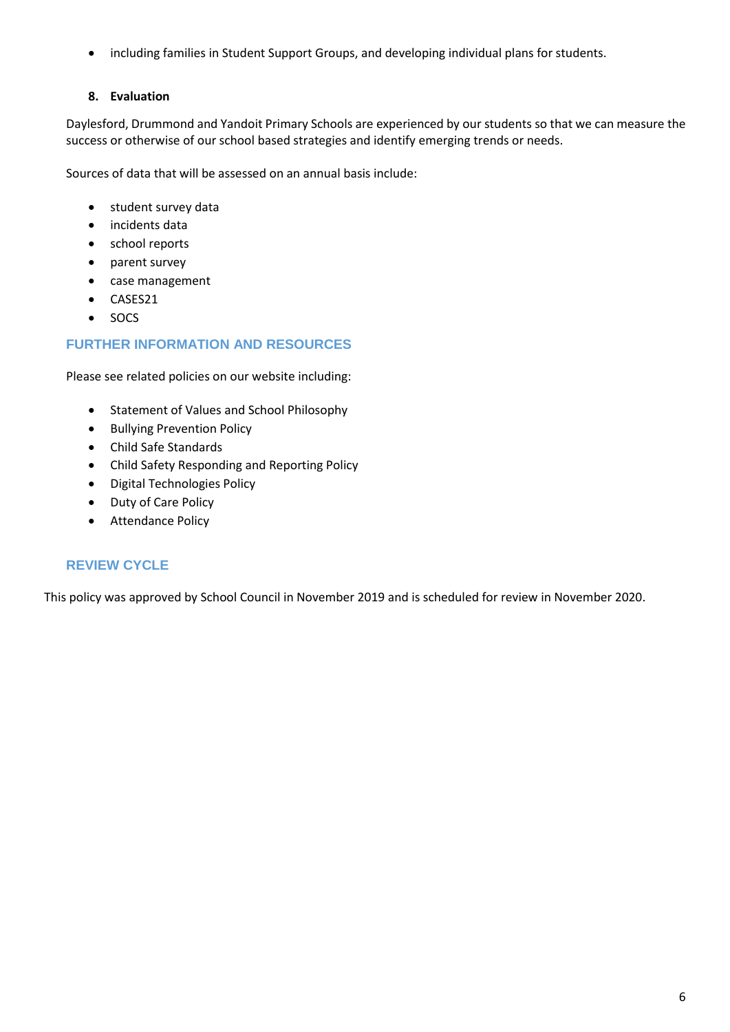- including families in Student Support Groups, and developing individual plans for students.

**8. Evaluation**

Daylesford, Drummond and Yandoit Primary Schools are experienced by our students so that we can measure the success or otherwise of our school based strategies and identify emerging trends or needs.

Sources of data that will be assessed on an annual basis include:

- student survey data
- incidents data
- school reports
- parent survey
- case management
- CASES21
- SOCS

## FURTHER INFORMATION AND RESOURCES

Please see related policies on our website including:

- Statement of Values and School Philosophy
- Bullying Prevention Policy
- Child Safe Standards
- Child Safety Responding and Reporting Policy
- Digital Technologies Policy
- Duty of Care Policy
- Attendance Policy

## REVIEW CYCLE

This policy was approved by School Council in November 2019 and is scheduled for review in November 2020.